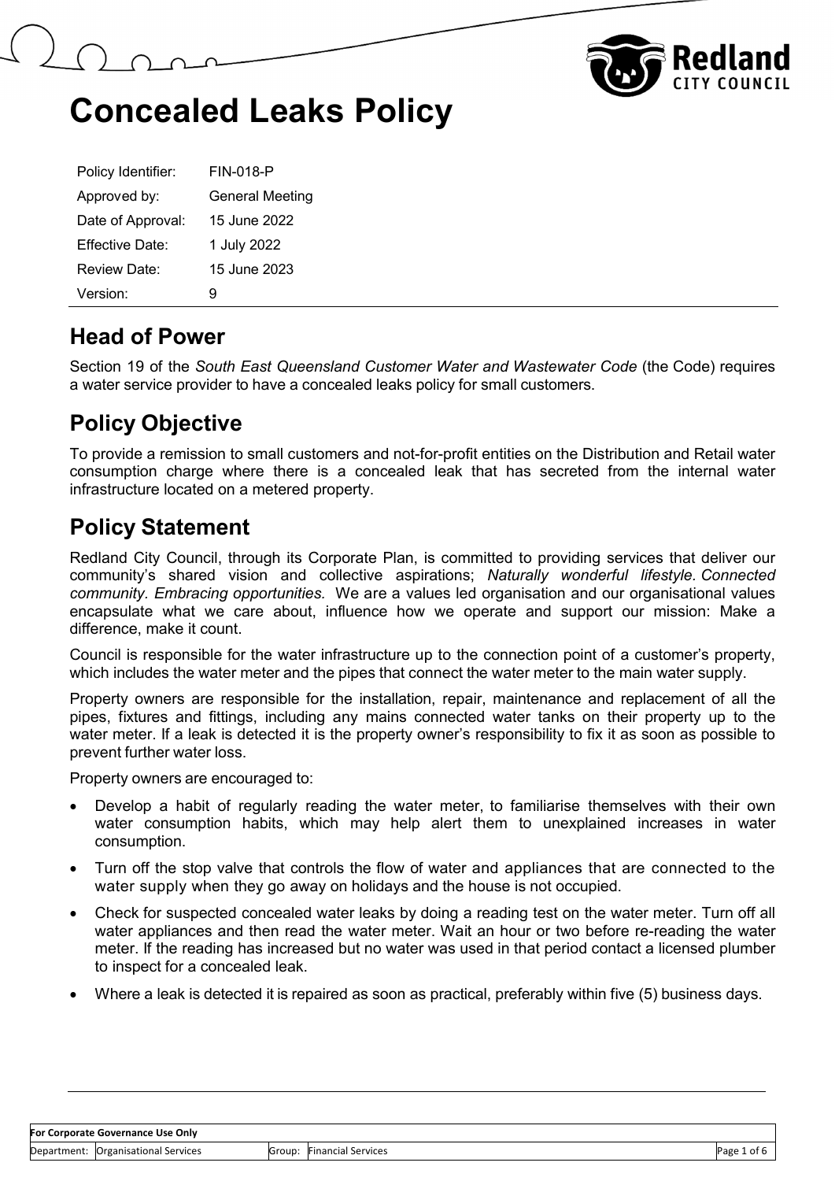# Concealed Leaks Policy

| Policy Identifier: | FIN-018-P |
|---|---|
| Approved by: | General Meeting |
| Date of Approval: | 15 June 2022 |
| Effective Date: | 1 July 2022 |
| Review Date: | 15 June 2023 |
| Version: | 9 |

## Head of Power

Section 19 of the *South East Queensland Customer Water and Wastewater Code* (the Code) requires a water service provider to have a concealed leaks policy for small customers.

## Policy Objective

To provide a remission to small customers and not-for-profit entities on the Distribution and Retail water consumption charge where there is a concealed leak that has secreted from the internal water infrastructure located on a metered property.

## Policy Statement

Redland City Council, through its Corporate Plan, is committed to providing services that deliver our community's shared vision and collective aspirations; *Naturally wonderful lifestyle. Connected community. Embracing opportunities.* We are a values led organisation and our organisational values encapsulate what we care about, influence how we operate and support our mission: Make a difference, make it count.

Council is responsible for the water infrastructure up to the connection point of a customer's property, which includes the water meter and the pipes that connect the water meter to the main water supply.

Property owners are responsible for the installation, repair, maintenance and replacement of all the pipes, fixtures and fittings, including any mains connected water tanks on their property up to the water meter. If a leak is detected it is the property owner's responsibility to fix it as soon as possible to prevent further water loss.

Property owners are encouraged to:

- Develop a habit of regularly reading the water meter, to familiarise themselves with their own water consumption habits, which may help alert them to unexplained increases in water consumption.
- Turn off the stop valve that controls the flow of water and appliances that are connected to the water supply when they go away on holidays and the house is not occupied.
- Check for suspected concealed water leaks by doing a reading test on the water meter. Turn off all water appliances and then read the water meter. Wait an hour or two before re-reading the water meter. If the reading has increased but no water was used in that period contact a licensed plumber to inspect for a concealed leak.
- Where a leak is detected it is repaired as soon as practical, preferably within five (5) business days.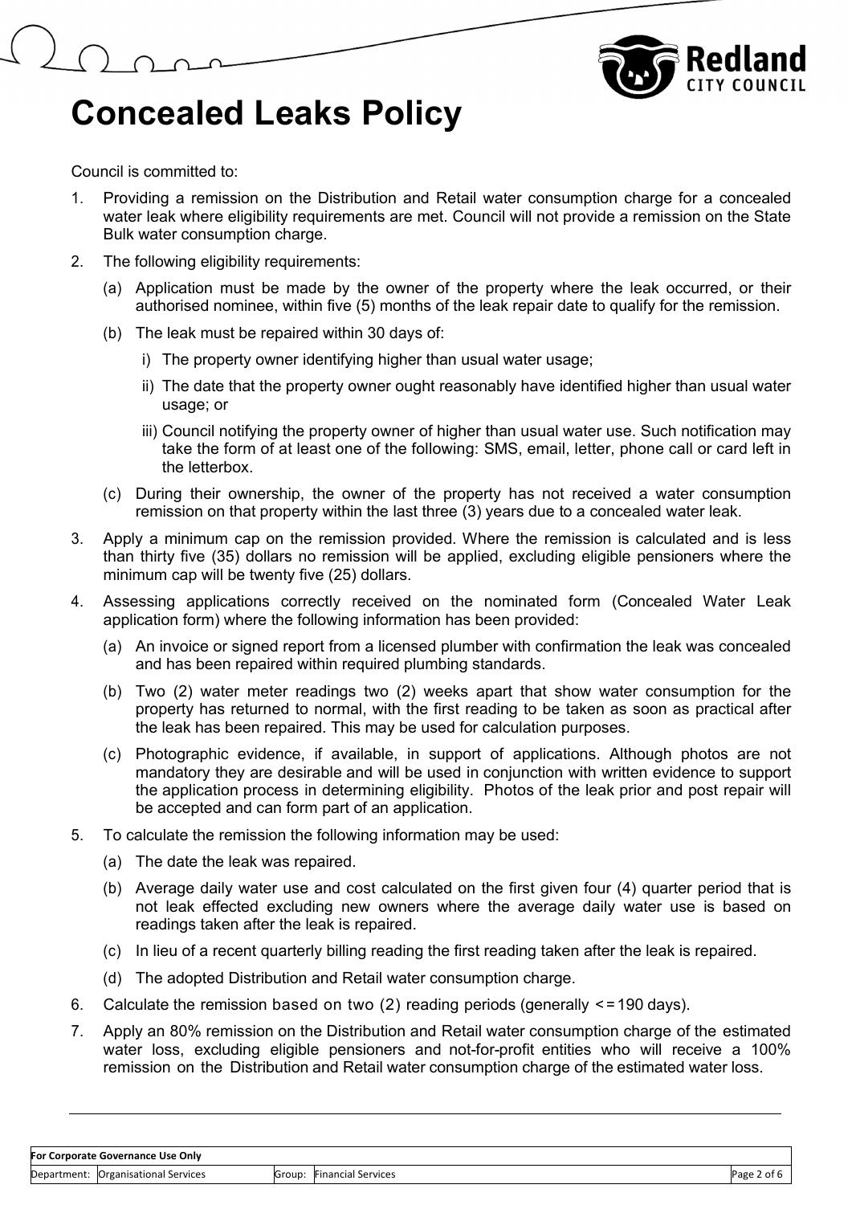# Concealed Leaks Policy

Council is committed to:

1. Providing a remission on the Distribution and Retail water consumption charge for a concealed water leak where eligibility requirements are met. Council will not provide a remission on the State Bulk water consumption charge.
2. The following eligibility requirements:
   (a) Application must be made by the owner of the property where the leak occurred, or their authorised nominee, within five (5) months of the leak repair date to qualify for the remission.
   (b) The leak must be repaired within 30 days of:
      i) The property owner identifying higher than usual water usage;
      ii) The date that the property owner ought reasonably have identified higher than usual water usage; or
      iii) Council notifying the property owner of higher than usual water use. Such notification may take the form of at least one of the following: SMS, email, letter, phone call or card left in the letterbox.
   (c) During their ownership, the owner of the property has not received a water consumption remission on that property within the last three (3) years due to a concealed water leak.
3. Apply a minimum cap on the remission provided. Where the remission is calculated and is less than thirty five (35) dollars no remission will be applied, excluding eligible pensioners where the minimum cap will be twenty five (25) dollars.
4. Assessing applications correctly received on the nominated form (Concealed Water Leak application form) where the following information has been provided:
   (a) An invoice or signed report from a licensed plumber with confirmation the leak was concealed and has been repaired within required plumbing standards.
   (b) Two (2) water meter readings two (2) weeks apart that show water consumption for the property has returned to normal, with the first reading to be taken as soon as practical after the leak has been repaired. This may be used for calculation purposes.
   (c) Photographic evidence, if available, in support of applications. Although photos are not mandatory they are desirable and will be used in conjunction with written evidence to support the application process in determining eligibility. Photos of the leak prior and post repair will be accepted and can form part of an application.
5. To calculate the remission the following information may be used:
   (a) The date the leak was repaired.
   (b) Average daily water use and cost calculated on the first given four (4) quarter period that is not leak effected excluding new owners where the average daily water use is based on readings taken after the leak is repaired.
   (c) In lieu of a recent quarterly billing reading the first reading taken after the leak is repaired.
   (d) The adopted Distribution and Retail water consumption charge.
6. Calculate the remission based on two (2) reading periods (generally <= 190 days).
7. Apply an 80% remission on the Distribution and Retail water consumption charge of the estimated water loss, excluding eligible pensioners and not-for-profit entities who will receive a 100% remission on the Distribution and Retail water consumption charge of the estimated water loss.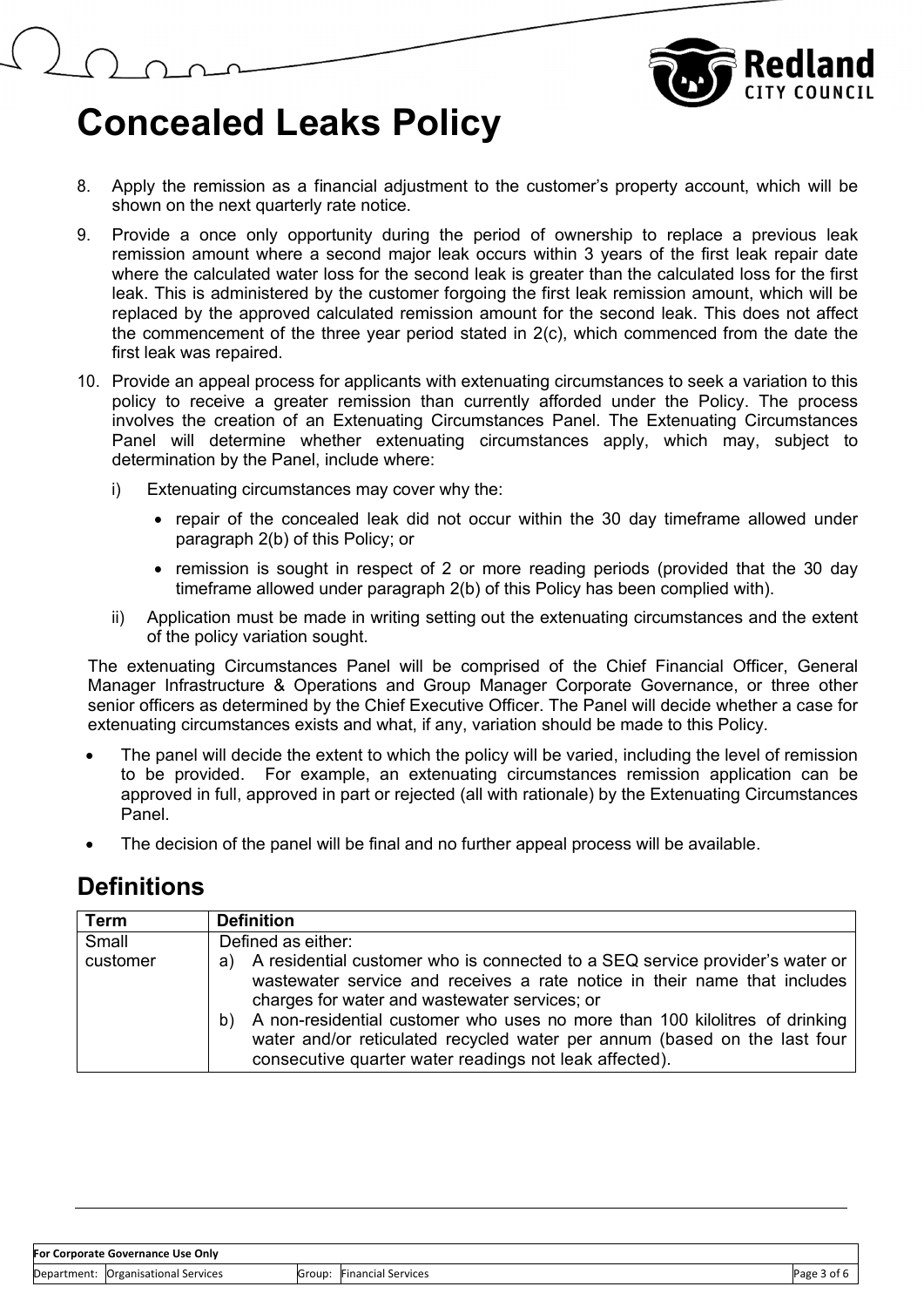# Concealed Leaks Policy

8. Apply the remission as a financial adjustment to the customer's property account, which will be shown on the next quarterly rate notice.
9. Provide a once only opportunity during the period of ownership to replace a previous leak remission amount where a second major leak occurs within 3 years of the first leak repair date where the calculated water loss for the second leak is greater than the calculated loss for the first leak. This is administered by the customer forgoing the first leak remission amount, which will be replaced by the approved calculated remission amount for the second leak. This does not affect the commencement of the three year period stated in 2(c), which commenced from the date the first leak was repaired.
10. Provide an appeal process for applicants with extenuating circumstances to seek a variation to this policy to receive a greater remission than currently afforded under the Policy. The process involves the creation of an Extenuating Circumstances Panel. The Extenuating Circumstances Panel will determine whether extenuating circumstances apply, which may, subject to determination by the Panel, include where:
    i) Extenuating circumstances may cover why the:
        - repair of the concealed leak did not occur within the 30 day timeframe allowed under paragraph 2(b) of this Policy; or
        - remission is sought in respect of 2 or more reading periods (provided that the 30 day timeframe allowed under paragraph 2(b) of this Policy has been complied with).
    ii) Application must be made in writing setting out the extenuating circumstances and the extent of the policy variation sought.

The extenuating Circumstances Panel will be comprised of the Chief Financial Officer, General Manager Infrastructure & Operations and Group Manager Corporate Governance, or three other senior officers as determined by the Chief Executive Officer. The Panel will decide whether a case for extenuating circumstances exists and what, if any, variation should be made to this Policy.

- The panel will decide the extent to which the policy will be varied, including the level of remission to be provided. For example, an extenuating circumstances remission application can be approved in full, approved in part or rejected (all with rationale) by the Extenuating Circumstances Panel.
- The decision of the panel will be final and no further appeal process will be available.

## Definitions

| Term | Definition |
|---|---|
| Small customer | Defined as either:<br>a) A residential customer who is connected to a SEQ service provider's water or wastewater service and receives a rate notice in their name that includes charges for water and wastewater services; or<br>b) A non-residential customer who uses no more than 100 kilolitres of drinking water and/or reticulated recycled water per annum (based on the last four consecutive quarter water readings not leak affected). |

| For Corporate Governance Use Only | | | |
|---|---|---|---|
| Department: Organisational Services | | Group: Financial Services | |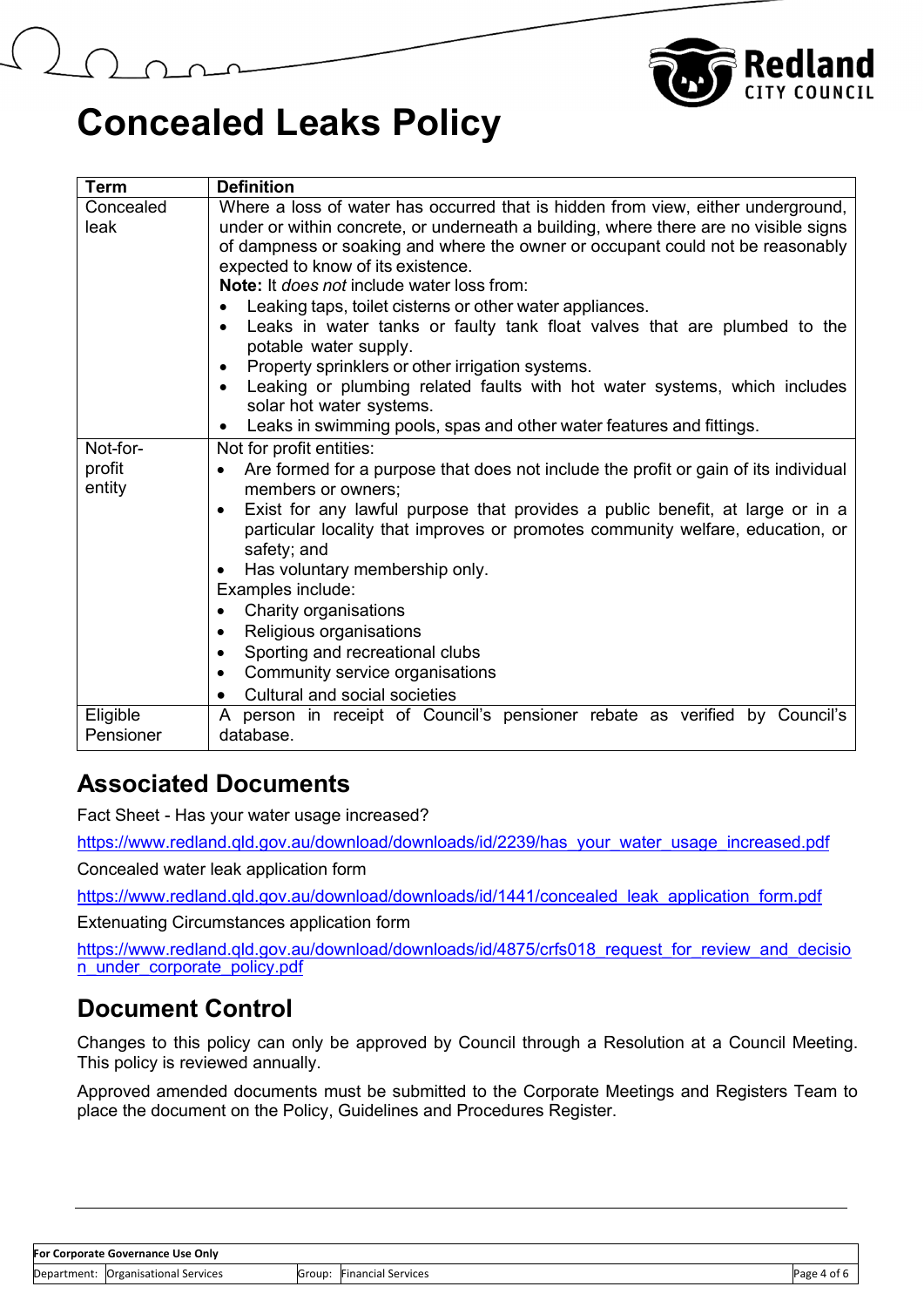# Concealed Leaks Policy

| Term | Definition |
|---|---|
| Concealed leak | Where a loss of water has occurred that is hidden from view, either underground, under or within concrete, or underneath a building, where there are no visible signs of dampness or soaking and where the owner or occupant could not be reasonably expected to know of its existence.<br>**Note:** It *does not* include water loss from:<br>• Leaking taps, toilet cisterns or other water appliances.<br>• Leaks in water tanks or faulty tank float valves that are plumbed to the potable water supply.<br>• Property sprinklers or other irrigation systems.<br>• Leaking or plumbing related faults with hot water systems, which includes solar hot water systems.<br>• Leaks in swimming pools, spas and other water features and fittings. |
| Not-for-profit entity | Not for profit entities:<br>• Are formed for a purpose that does not include the profit or gain of its individual members or owners;<br>• Exist for any lawful purpose that provides a public benefit, at large or in a particular locality that improves or promotes community welfare, education, or safety; and<br>• Has voluntary membership only.<br>Examples include:<br>• Charity organisations<br>• Religious organisations<br>• Sporting and recreational clubs<br>• Community service organisations<br>• Cultural and social societies |
| Eligible Pensioner | A person in receipt of Council's pensioner rebate as verified by Council's database. |

## Associated Documents

Fact Sheet - Has your water usage increased?

https://www.redland.qld.gov.au/download/downloads/id/2239/has_your_water_usage_increased.pdf

Concealed water leak application form

https://www.redland.qld.gov.au/download/downloads/id/1441/concealed_leak_application_form.pdf

Extenuating Circumstances application form

https://www.redland.qld.gov.au/download/downloads/id/4875/crfs018_request_for_review_and_decision_under_corporate_policy.pdf

## Document Control

Changes to this policy can only be approved by Council through a Resolution at a Council Meeting. This policy is reviewed annually.

Approved amended documents must be submitted to the Corporate Meetings and Registers Team to place the document on the Policy, Guidelines and Procedures Register.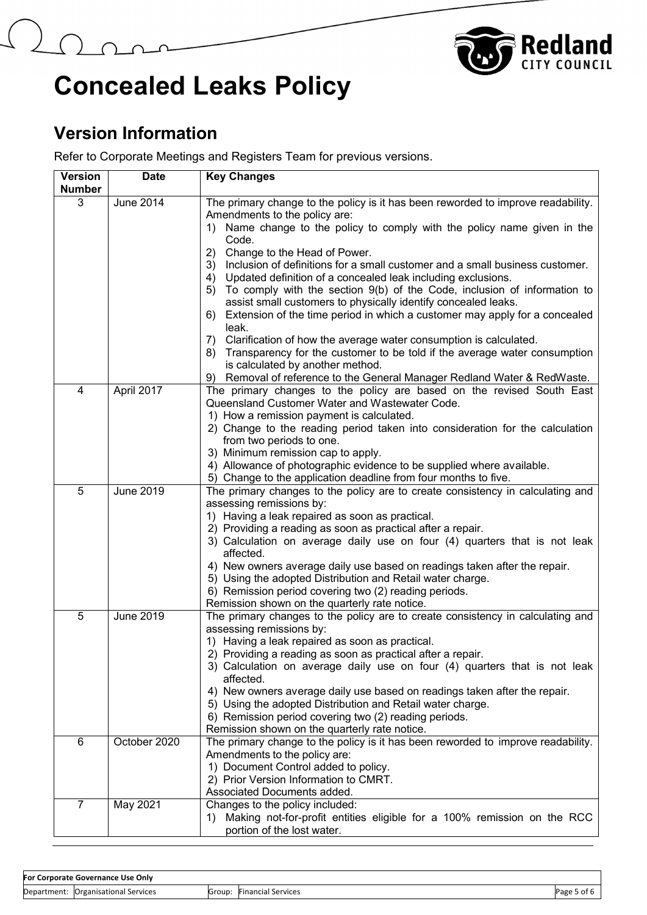# Concealed Leaks Policy

## Version Information

Refer to Corporate Meetings and Registers Team for previous versions.

| Version Number | Date | Key Changes |
|---|---|---|
| 3 | June 2014 | The primary change to the policy is it has been reworded to improve readability. Amendments to the policy are:<br>1) Name change to the policy to comply with the policy name given in the Code.<br>2) Change to the Head of Power.<br>3) Inclusion of definitions for a small customer and a small business customer.<br>4) Updated definition of a concealed leak including exclusions.<br>5) To comply with the section 9(b) of the Code, inclusion of information to assist small customers to physically identify concealed leaks.<br>6) Extension of the time period in which a customer may apply for a concealed leak.<br>7) Clarification of how the average water consumption is calculated.<br>8) Transparency for the customer to be told if the average water consumption is calculated by another method.<br>9) Removal of reference to the General Manager Redland Water & RedWaste. |
| 4 | April 2017 | The primary changes to the policy are based on the revised South East Queensland Customer Water and Wastewater Code.<br>1) How a remission payment is calculated.<br>2) Change to the reading period taken into consideration for the calculation from two periods to one.<br>3) Minimum remission cap to apply.<br>4) Allowance of photographic evidence to be supplied where available.<br>5) Change to the application deadline from four months to five. |
| 5 | June 2019 | The primary changes to the policy are to create consistency in calculating and assessing remissions by:<br>1) Having a leak repaired as soon as practical.<br>2) Providing a reading as soon as practical after a repair.<br>3) Calculation on average daily use on four (4) quarters that is not leak affected.<br>4) New owners average daily use based on readings taken after the repair.<br>5) Using the adopted Distribution and Retail water charge.<br>6) Remission period covering two (2) reading periods.<br>Remission shown on the quarterly rate notice. |
| 5 | June 2019 | The primary changes to the policy are to create consistency in calculating and assessing remissions by:<br>1) Having a leak repaired as soon as practical.<br>2) Providing a reading as soon as practical after a repair.<br>3) Calculation on average daily use on four (4) quarters that is not leak affected.<br>4) New owners average daily use based on readings taken after the repair.<br>5) Using the adopted Distribution and Retail water charge.<br>6) Remission period covering two (2) reading periods.<br>Remission shown on the quarterly rate notice. |
| 6 | October 2020 | The primary change to the policy is it has been reworded to improve readability. Amendments to the policy are:<br>1) Document Control added to policy.<br>2) Prior Version Information to CMRT.<br>Associated Documents added. |
| 7 | May 2021 | Changes to the policy included:<br>1) Making not-for-profit entities eligible for a 100% remission on the RCC portion of the lost water. |

| For Corporate Governance Use Only | | | |
|---|---|---|---|
| Department: | Organisational Services | Group: | Financial Services |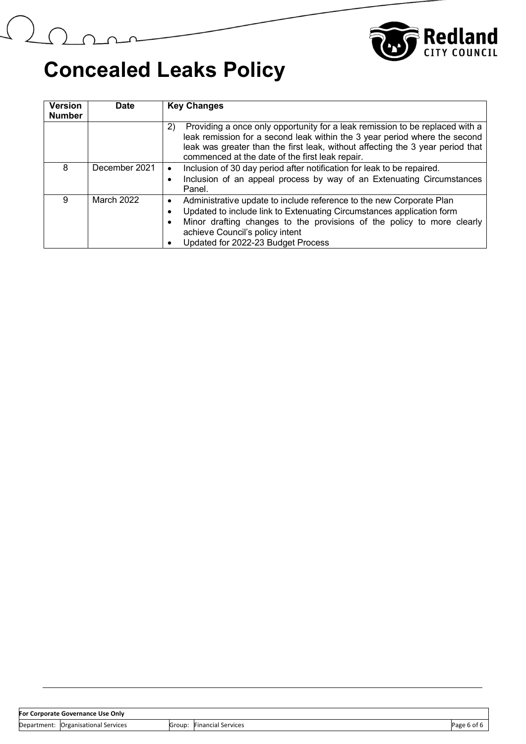# Concealed Leaks Policy

| Version Number | Date | Key Changes |
|---|---|---|
| | | 2) Providing a once only opportunity for a leak remission to be replaced with a leak remission for a second leak within the 3 year period where the second leak was greater than the first leak, without affecting the 3 year period that commenced at the date of the first leak repair. |
| 8 | December 2021 | • Inclusion of 30 day period after notification for leak to be repaired. <br> • Inclusion of an appeal process by way of an Extenuating Circumstances Panel. |
| 9 | March 2022 | • Administrative update to include reference to the new Corporate Plan <br> • Updated to include link to Extenuating Circumstances application form <br> • Minor drafting changes to the provisions of the policy to more clearly achieve Council's policy intent <br> • Updated for 2022-23 Budget Process |

| For Corporate Governance Use Only | | | |
|---|---|---|---|
| Department: | Organisational Services | Group: | Financial Services |